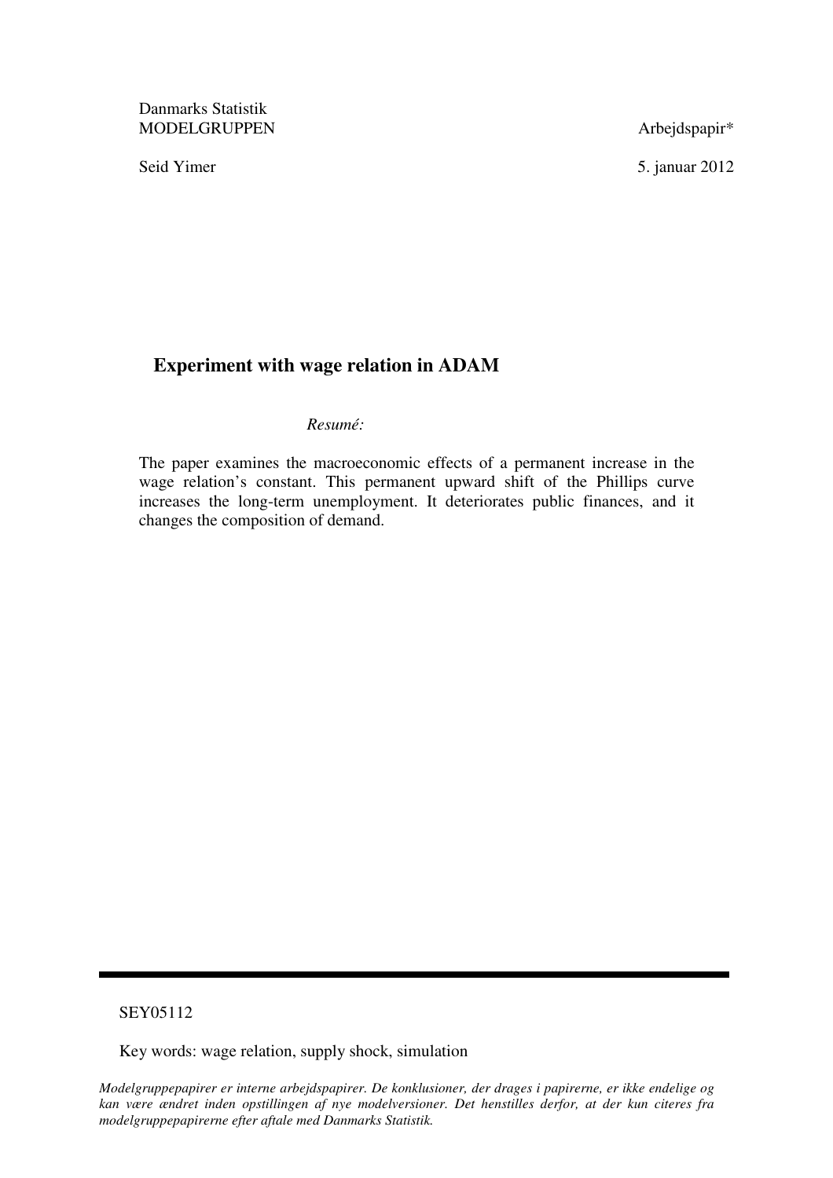Danmarks Statistik
MODELGRUPPEN

Arbejdspapir*

Seid Yimer

5. januar 2012

# Experiment with wage relation in ADAM

*Resumé:*

The paper examines the macroeconomic effects of a permanent increase in the wage relation's constant. This permanent upward shift of the Phillips curve increases the long-term unemployment. It deteriorates public finances, and it changes the composition of demand.

---

SEY05112

Key words: wage relation, supply shock, simulation

*Modelgruppepapirer er interne arbejdspapirer. De konklusioner, der drages i papirerne, er ikke endelige og kan være ændret inden opstillingen af nye modelversioner. Det henstilles derfor, at der kun citeres fra modelgruppepapirerne efter aftale med Danmarks Statistik.*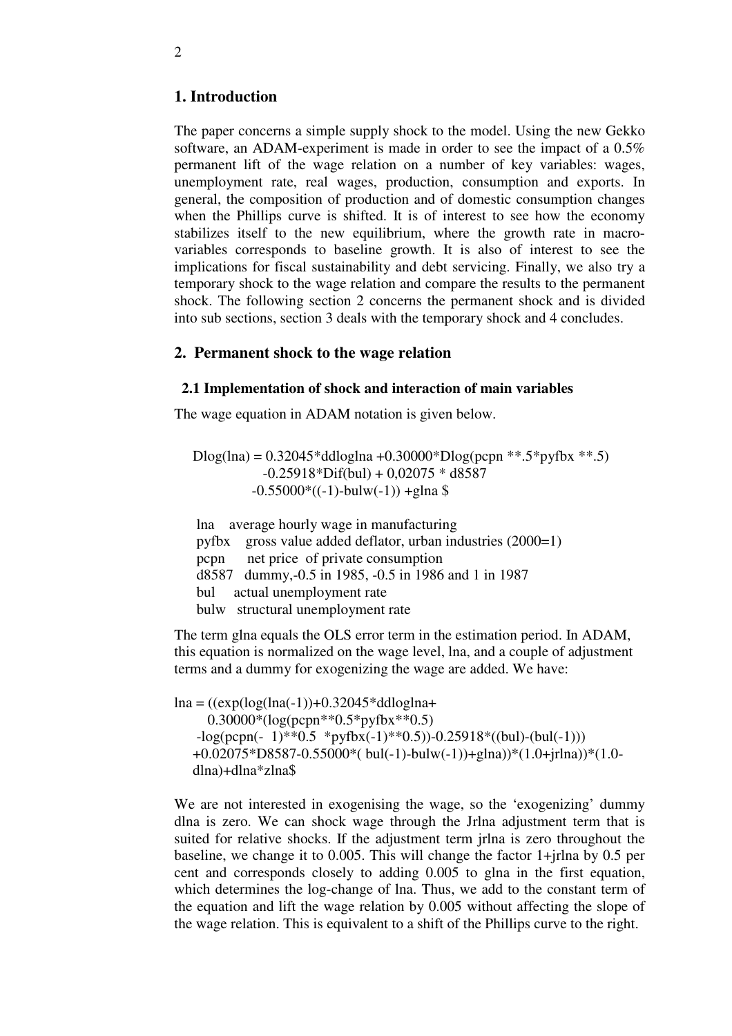## 1. Introduction

The paper concerns a simple supply shock to the model. Using the new Gekko software, an ADAM-experiment is made in order to see the impact of a 0.5% permanent lift of the wage relation on a number of key variables: wages, unemployment rate, real wages, production, consumption and exports. In general, the composition of production and of domestic consumption changes when the Phillips curve is shifted. It is of interest to see how the economy stabilizes itself to the new equilibrium, where the growth rate in macro-variables corresponds to baseline growth. It is also of interest to see the implications for fiscal sustainability and debt servicing. Finally, we also try a temporary shock to the wage relation and compare the results to the permanent shock. The following section 2 concerns the permanent shock and is divided into sub sections, section 3 deals with the temporary shock and 4 concludes.

## 2. Permanent shock to the wage relation

### 2.1 Implementation of shock and interaction of main variables

The wage equation in ADAM notation is given below.

```
Dlog(lna) = 0.32045*ddloglna +0.30000*Dlog(pcpn **.5*pyfbx **.5)
            -0.25918*Dif(bul) + 0,02075 * d8587
           -0.55000*((-1)-bulw(-1)) +glna $
```

lna    average hourly wage in manufacturing
pyfbx    gross value added deflator, urban industries (2000=1)
pcpn      net price  of private consumption
d8587   dummy,-0.5 in 1985, -0.5 in 1986 and 1 in 1987
bul     actual unemployment rate
bulw   structural unemployment rate

The term glna equals the OLS error term in the estimation period. In ADAM, this equation is normalized on the wage level, lna, and a couple of adjustment terms and a dummy for exogenizing the wage are added. We have:

```
lna = ((exp(log(lna(-1))+0.32045*ddloglna+
     0.30000*(log(pcpn**0.5*pyfbx**0.5)
   -log(pcpn(- 1)**0.5  *pyfbx(-1)**0.5))-0.25918*((bul)-(bul(-1)))
  +0.02075*D8587-0.55000*( bul(-1)-bulw(-1))+glna))*(1.0+jrlna))*(1.0-
  dlna)+dlna*zlna$
```

We are not interested in exogenising the wage, so the 'exogenizing' dummy dlna is zero. We can shock wage through the Jrlna adjustment term that is suited for relative shocks. If the adjustment term jrlna is zero throughout the baseline, we change it to 0.005. This will change the factor 1+jrlna by 0.5 per cent and corresponds closely to adding 0.005 to glna in the first equation, which determines the log-change of lna. Thus, we add to the constant term of the equation and lift the wage relation by 0.005 without affecting the slope of the wage relation. This is equivalent to a shift of the Phillips curve to the right.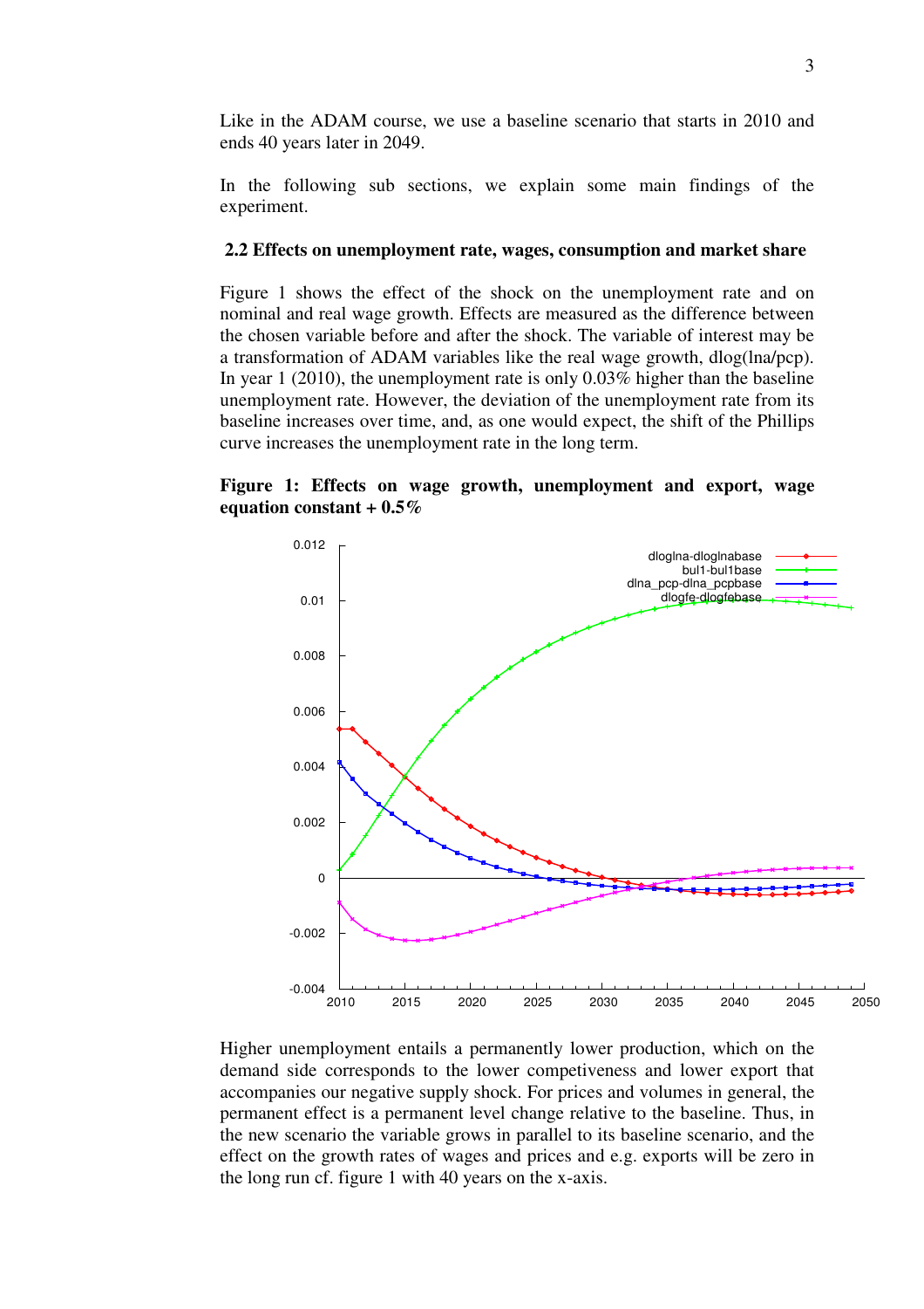Like in the ADAM course, we use a baseline scenario that starts in 2010 and ends 40 years later in 2049.

In the following sub sections, we explain some main findings of the experiment.

### 2.2 Effects on unemployment rate, wages, consumption and market share

Figure 1 shows the effect of the shock on the unemployment rate and on nominal and real wage growth. Effects are measured as the difference between the chosen variable before and after the shock. The variable of interest may be a transformation of ADAM variables like the real wage growth, dlog(lna/pcp). In year 1 (2010), the unemployment rate is only 0.03% higher than the baseline unemployment rate. However, the deviation of the unemployment rate from its baseline increases over time, and, as one would expect, the shift of the Phillips curve increases the unemployment rate in the long term.

**Figure 1: Effects on wage growth, unemployment and export, wage equation constant + 0.5%**

Higher unemployment entails a permanently lower production, which on the demand side corresponds to the lower competiveness and lower export that accompanies our negative supply shock. For prices and volumes in general, the permanent effect is a permanent level change relative to the baseline. Thus, in the new scenario the variable grows in parallel to its baseline scenario, and the effect on the growth rates of wages and prices and e.g. exports will be zero in the long run cf. figure 1 with 40 years on the x-axis.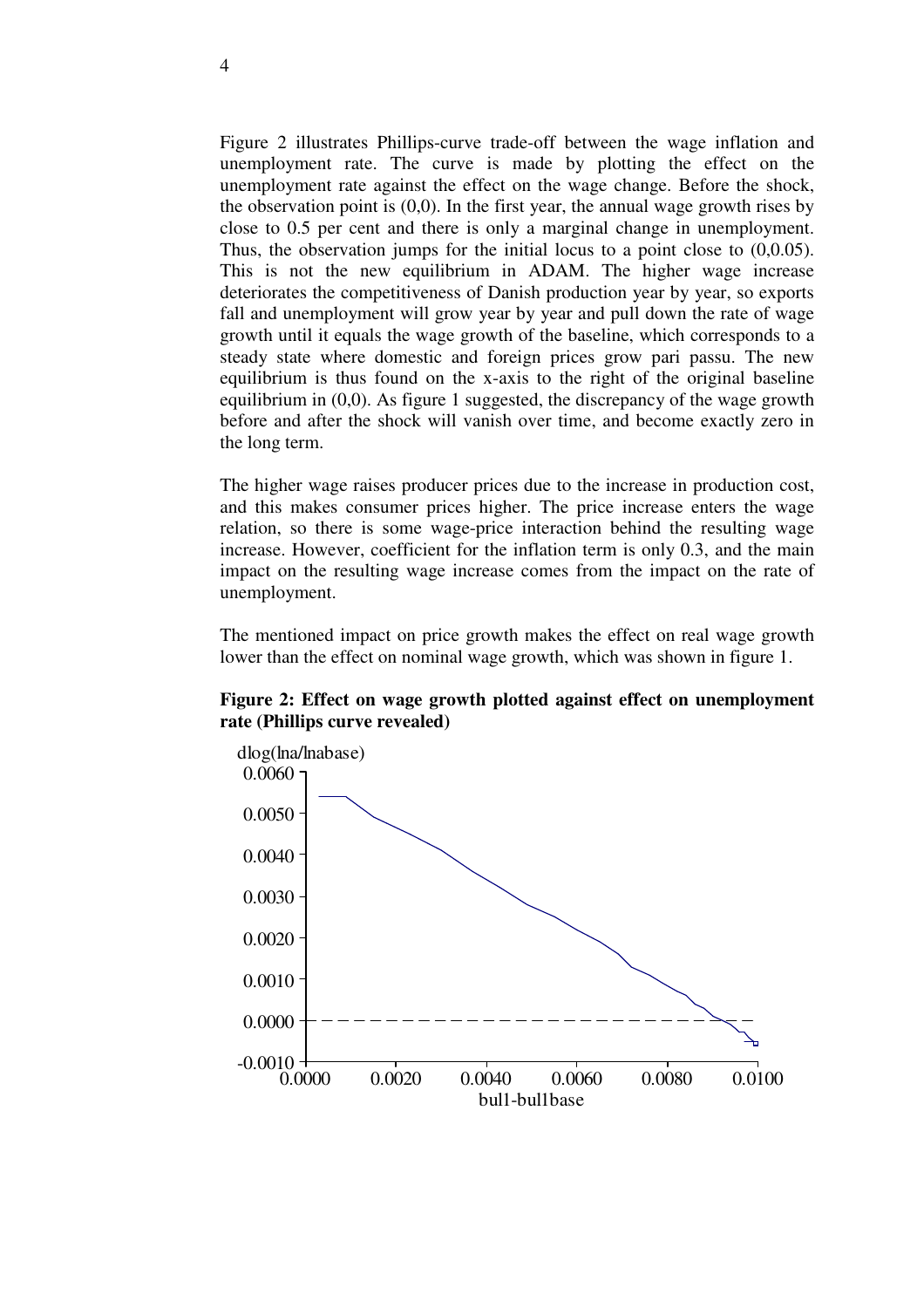Figure 2 illustrates Phillips-curve trade-off between the wage inflation and unemployment rate. The curve is made by plotting the effect on the unemployment rate against the effect on the wage change. Before the shock, the observation point is (0,0). In the first year, the annual wage growth rises by close to 0.5 per cent and there is only a marginal change in unemployment. Thus, the observation jumps for the initial locus to a point close to (0,0.05). This is not the new equilibrium in ADAM. The higher wage increase deteriorates the competitiveness of Danish production year by year, so exports fall and unemployment will grow year by year and pull down the rate of wage growth until it equals the wage growth of the baseline, which corresponds to a steady state where domestic and foreign prices grow pari passu. The new equilibrium is thus found on the x-axis to the right of the original baseline equilibrium in (0,0). As figure 1 suggested, the discrepancy of the wage growth before and after the shock will vanish over time, and become exactly zero in the long term.

The higher wage raises producer prices due to the increase in production cost, and this makes consumer prices higher. The price increase enters the wage relation, so there is some wage-price interaction behind the resulting wage increase. However, coefficient for the inflation term is only 0.3, and the main impact on the resulting wage increase comes from the impact on the rate of unemployment.

The mentioned impact on price growth makes the effect on real wage growth lower than the effect on nominal wage growth, which was shown in figure 1.

**Figure 2: Effect on wage growth plotted against effect on unemployment rate (Phillips curve revealed)**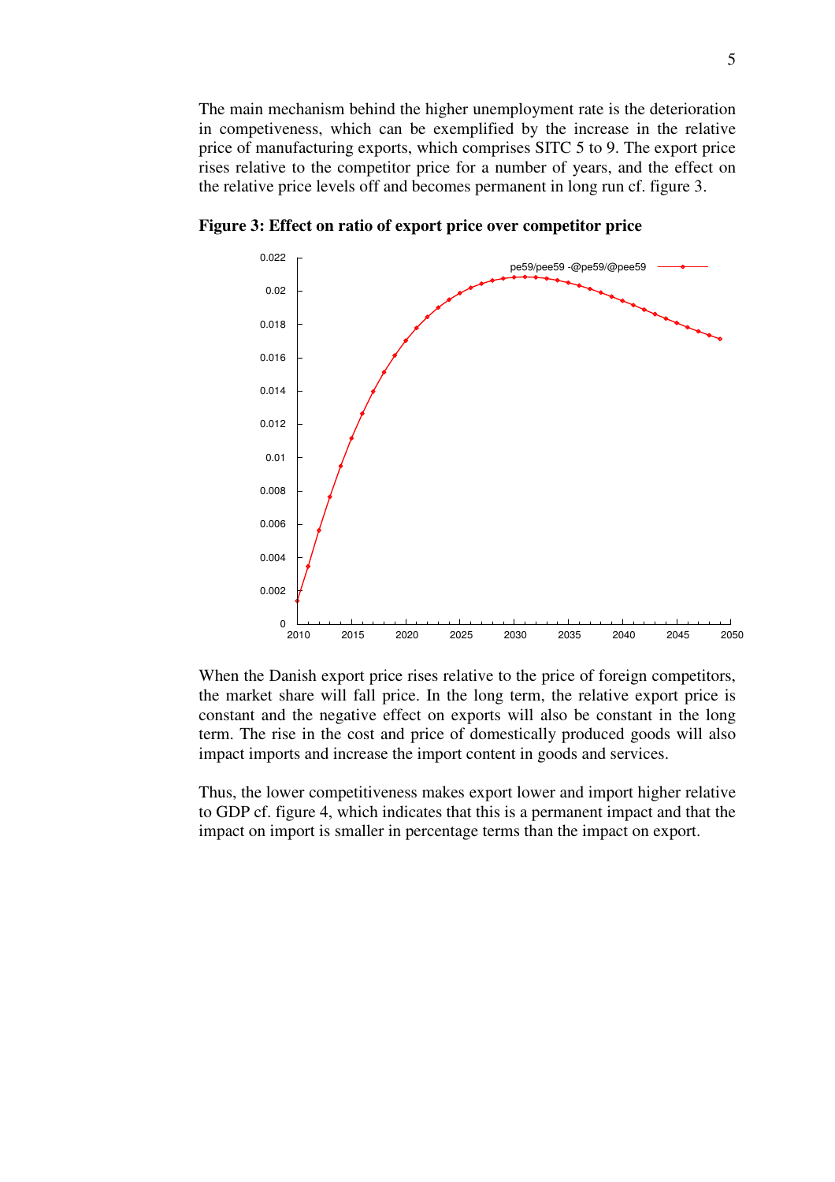The main mechanism behind the higher unemployment rate is the deterioration in competiveness, which can be exemplified by the increase in the relative price of manufacturing exports, which comprises SITC 5 to 9. The export price rises relative to the competitor price for a number of years, and the effect on the relative price levels off and becomes permanent in long run cf. figure 3.

**Figure 3: Effect on ratio of export price over competitor price**

When the Danish export price rises relative to the price of foreign competitors, the market share will fall price. In the long term, the relative export price is constant and the negative effect on exports will also be constant in the long term. The rise in the cost and price of domestically produced goods will also impact imports and increase the import content in goods and services.

Thus, the lower competitiveness makes export lower and import higher relative to GDP cf. figure 4, which indicates that this is a permanent impact and that the impact on import is smaller in percentage terms than the impact on export.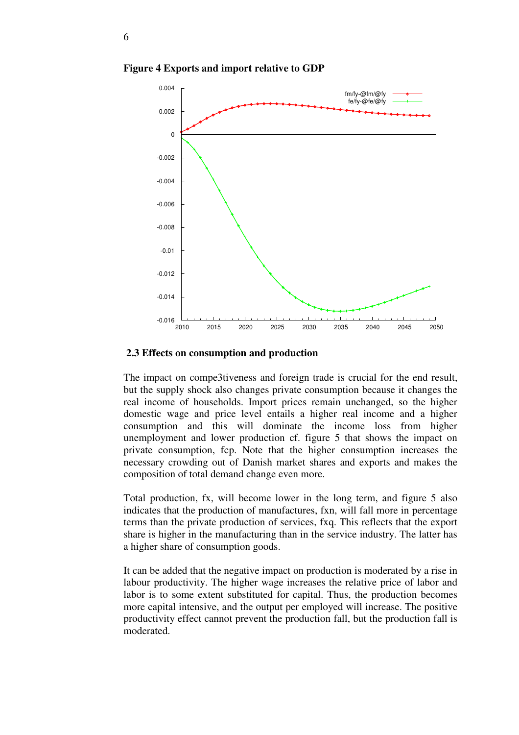**Figure 4 Exports and import relative to GDP**

## 2.3 Effects on consumption and production

The impact on compe3tiveness and foreign trade is crucial for the end result, but the supply shock also changes private consumption because it changes the real income of households. Import prices remain unchanged, so the higher domestic wage and price level entails a higher real income and a higher consumption and this will dominate the income loss from higher unemployment and lower production cf. figure 5 that shows the impact on private consumption, fcp. Note that the higher consumption increases the necessary crowding out of Danish market shares and exports and makes the composition of total demand change even more.

Total production, fx, will become lower in the long term, and figure 5 also indicates that the production of manufactures, fxn, will fall more in percentage terms than the private production of services, fxq. This reflects that the export share is higher in the manufacturing than in the service industry. The latter has a higher share of consumption goods.

It can be added that the negative impact on production is moderated by a rise in labour productivity. The higher wage increases the relative price of labor and labor is to some extent substituted for capital. Thus, the production becomes more capital intensive, and the output per employed will increase. The positive productivity effect cannot prevent the production fall, but the production fall is moderated.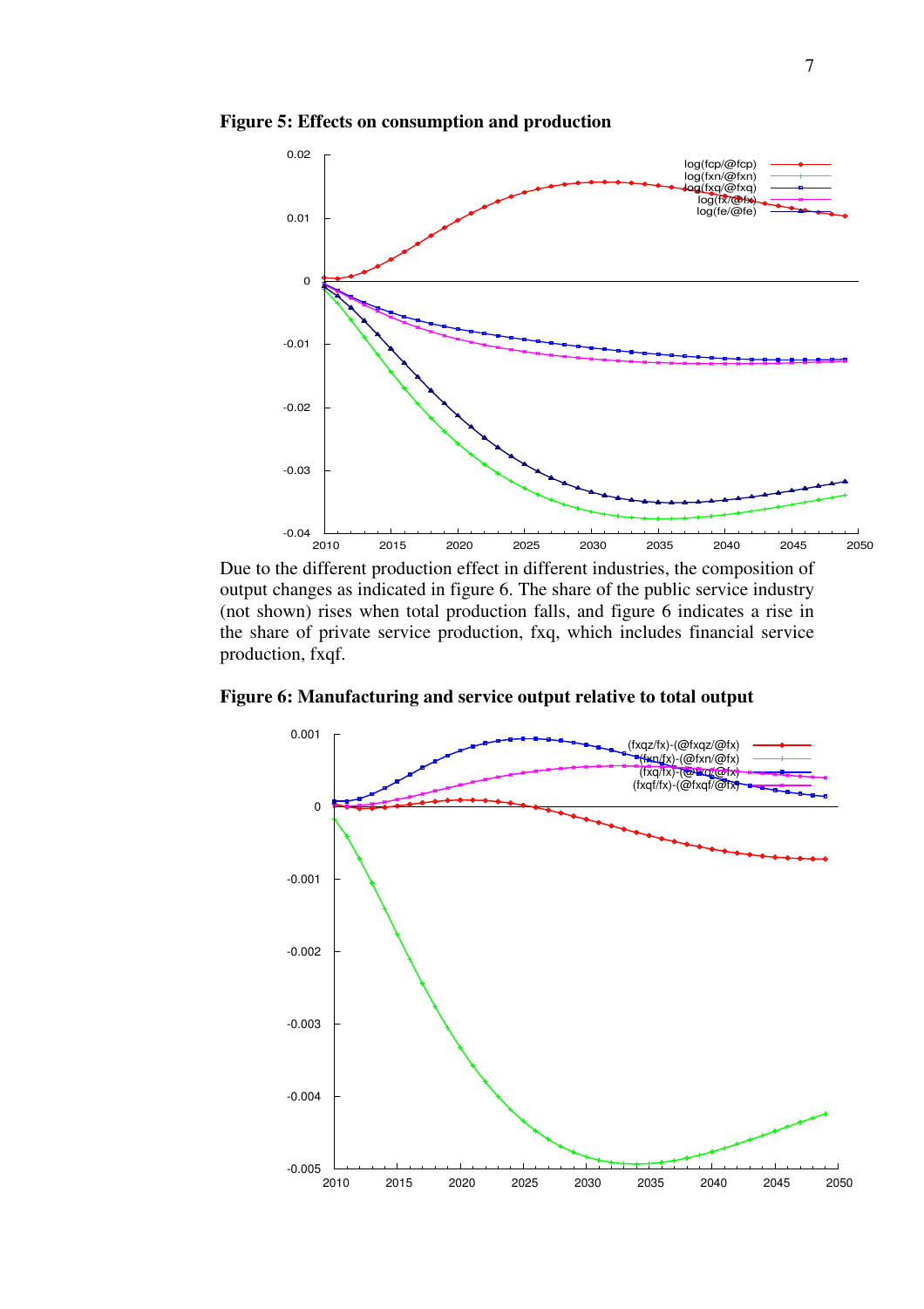**Figure 5: Effects on consumption and production**

Due to the different production effect in different industries, the composition of output changes as indicated in figure 6. The share of the public service industry (not shown) rises when total production falls, and figure 6 indicates a rise in the share of private service production, fxq, which includes financial service production, fxqf.

**Figure 6: Manufacturing and service output relative to total output**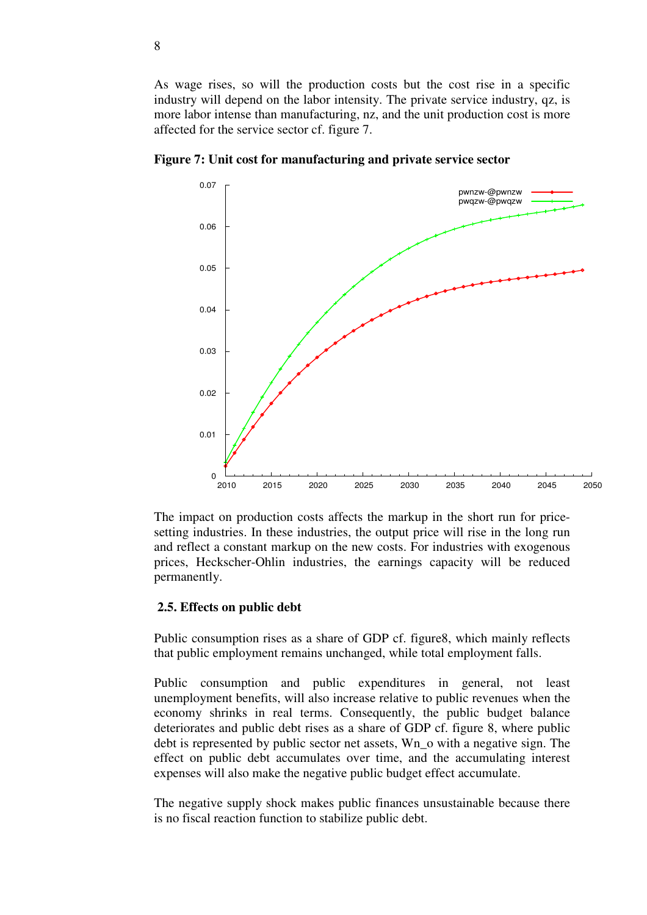As wage rises, so will the production costs but the cost rise in a specific industry will depend on the labor intensity. The private service industry, qz, is more labor intense than manufacturing, nz, and the unit production cost is more affected for the service sector cf. figure 7.

**Figure 7: Unit cost for manufacturing and private service sector**

The impact on production costs affects the markup in the short run for price-setting industries. In these industries, the output price will rise in the long run and reflect a constant markup on the new costs. For industries with exogenous prices, Heckscher-Ohlin industries, the earnings capacity will be reduced permanently.

## 2.5. Effects on public debt

Public consumption rises as a share of GDP cf. figure8, which mainly reflects that public employment remains unchanged, while total employment falls.

Public consumption and public expenditures in general, not least unemployment benefits, will also increase relative to public revenues when the economy shrinks in real terms. Consequently, the public budget balance deteriorates and public debt rises as a share of GDP cf. figure 8, where public debt is represented by public sector net assets, Wn_o with a negative sign. The effect on public debt accumulates over time, and the accumulating interest expenses will also make the negative public budget effect accumulate.

The negative supply shock makes public finances unsustainable because there is no fiscal reaction function to stabilize public debt.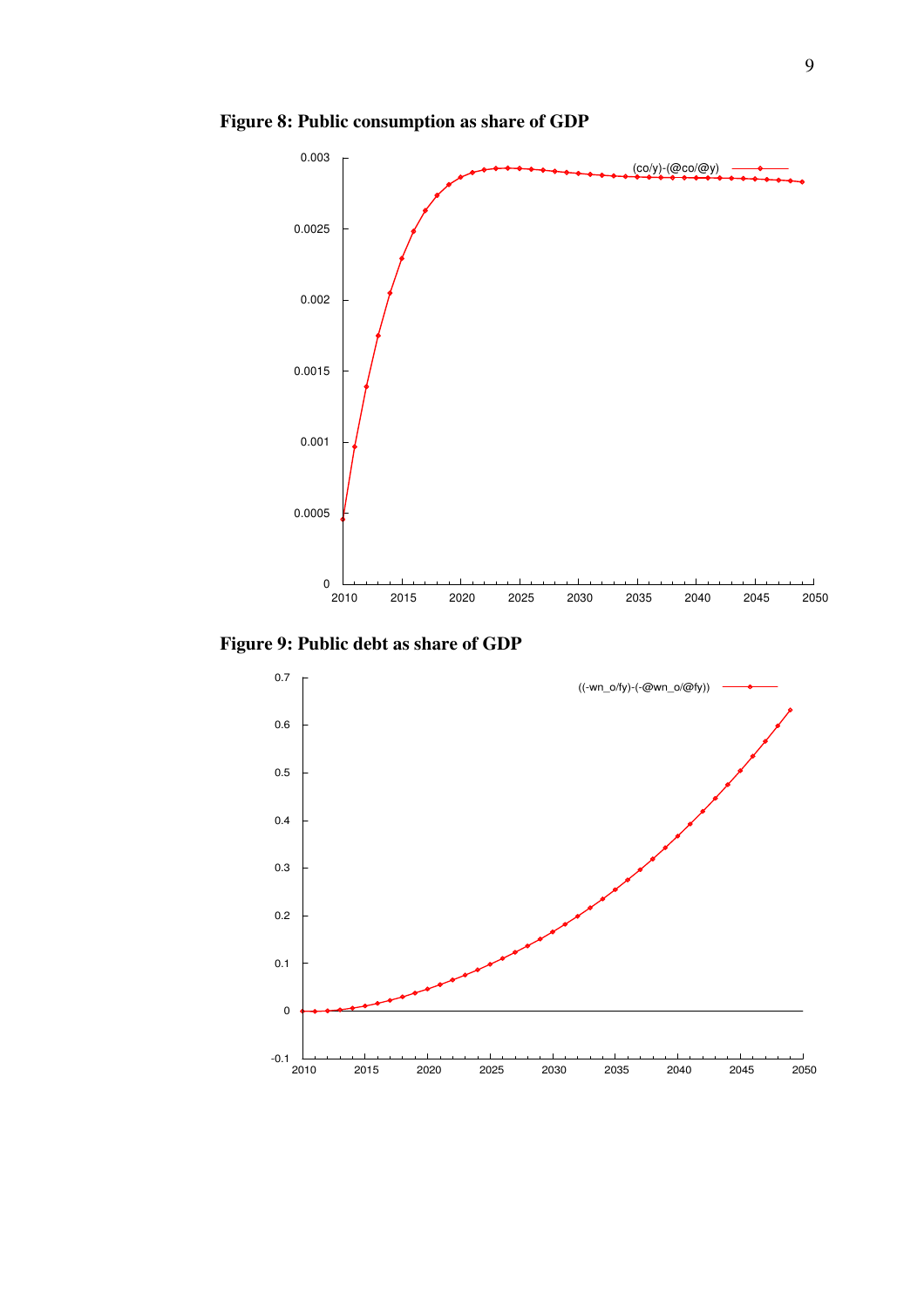**Figure 8: Public consumption as share of GDP**

**Figure 9: Public debt as share of GDP**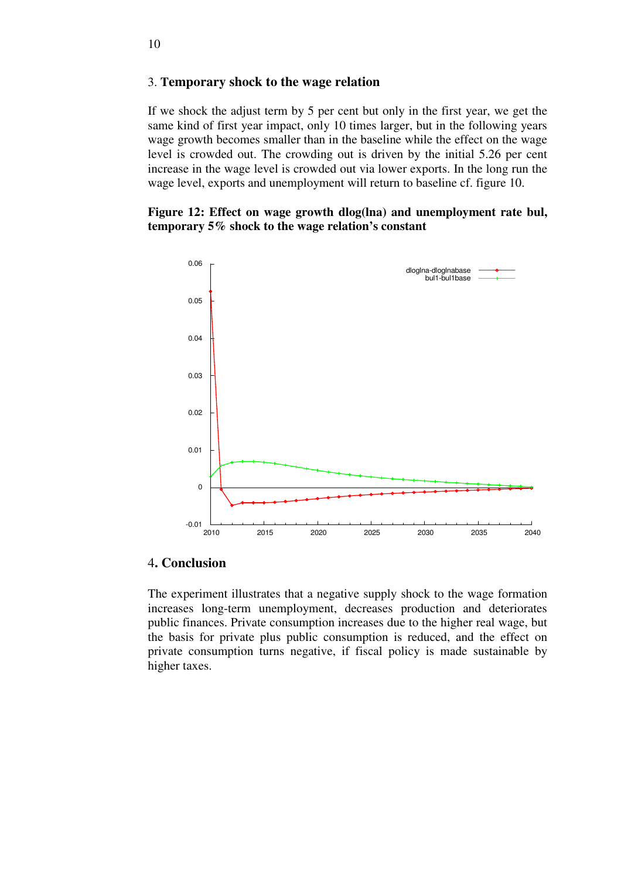## 3. Temporary shock to the wage relation

If we shock the adjust term by 5 per cent but only in the first year, we get the same kind of first year impact, only 10 times larger, but in the following years wage growth becomes smaller than in the baseline while the effect on the wage level is crowded out. The crowding out is driven by the initial 5.26 per cent increase in the wage level is crowded out via lower exports. In the long run the wage level, exports and unemployment will return to baseline cf. figure 10.

**Figure 12: Effect on wage growth dlog(lna) and unemployment rate bul, temporary 5% shock to the wage relation's constant**

dloglna-dloglnabase
bul1-bul1base

0.06
0.05
0.04
0.03
0.02
0.01
0
-0.01

2010
2015
2020
2025
2030
2035
2040

## 4. Conclusion

The experiment illustrates that a negative supply shock to the wage formation increases long-term unemployment, decreases production and deteriorates public finances. Private consumption increases due to the higher real wage, but the basis for private plus public consumption is reduced, and the effect on private consumption turns negative, if fiscal policy is made sustainable by higher taxes.